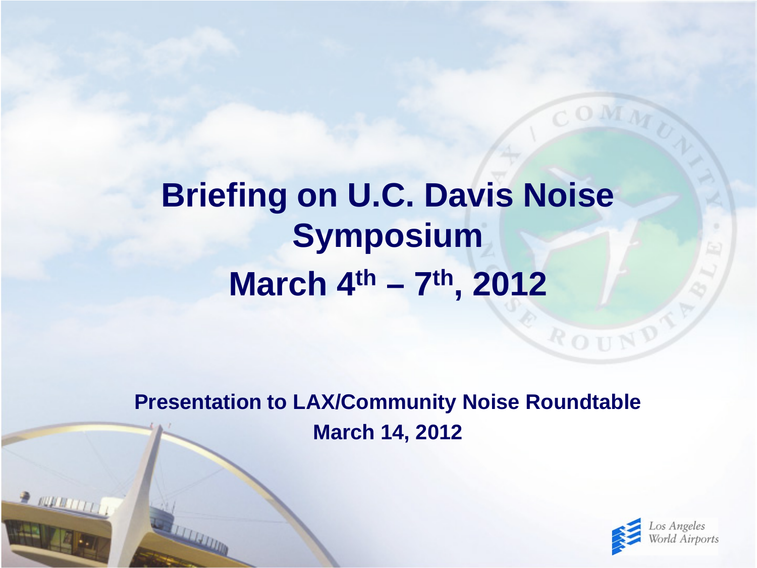# Briefing on U.C. Davis Noise Symposium

## March 4th – 7th, 2012

**Presentation to LAX/Community Noise Roundtable**

**March 14, 2012**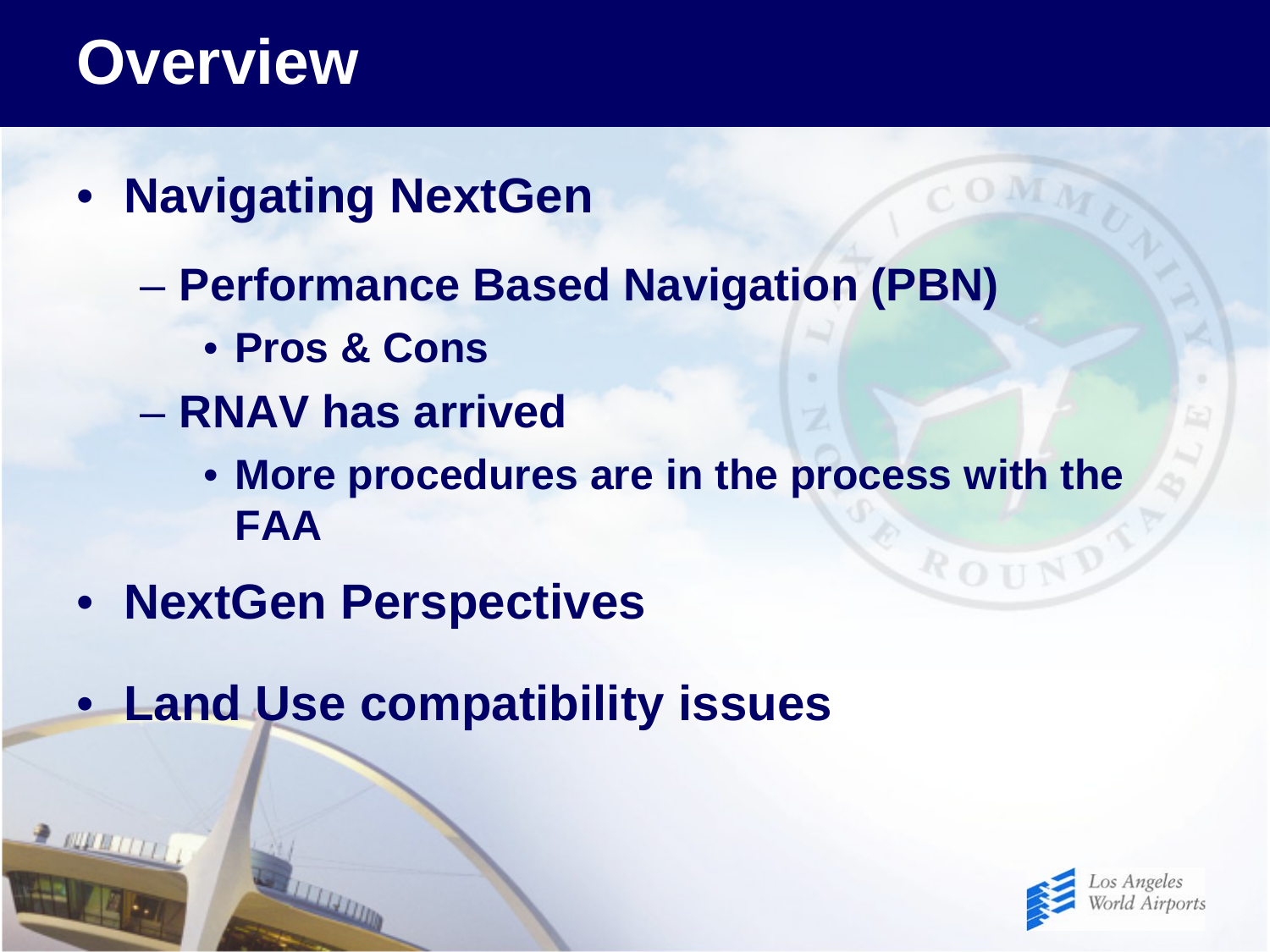# Overview

- **Navigating NextGen**
  - **Performance Based Navigation (PBN)**
    - **Pros & Cons**
  - **RNAV has arrived**
    - **More procedures are in the process with the FAA**
- **NextGen Perspectives**
- **Land Use compatibility issues**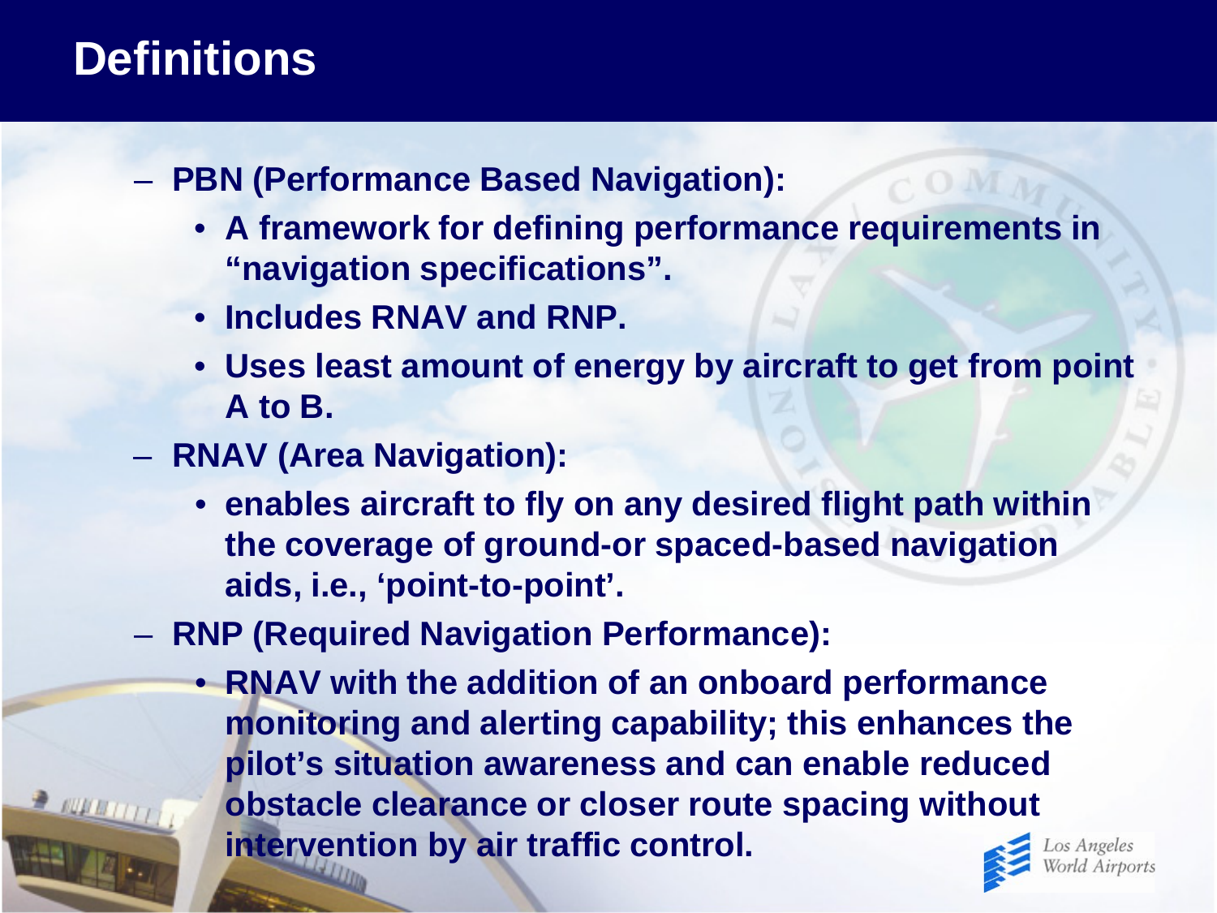# Definitions

- **PBN (Performance Based Navigation):**
  - **A framework for defining performance requirements in "navigation specifications".**
  - **Includes RNAV and RNP.**
  - **Uses least amount of energy by aircraft to get from point A to B.**
- **RNAV (Area Navigation):**
  - **enables aircraft to fly on any desired flight path within the coverage of ground-or spaced-based navigation aids, i.e., 'point-to-point'.**
- **RNP (Required Navigation Performance):**
  - **RNAV with the addition of an onboard performance monitoring and alerting capability; this enhances the pilot's situation awareness and can enable reduced obstacle clearance or closer route spacing without intervention by air traffic control.**

Los Angeles World Airports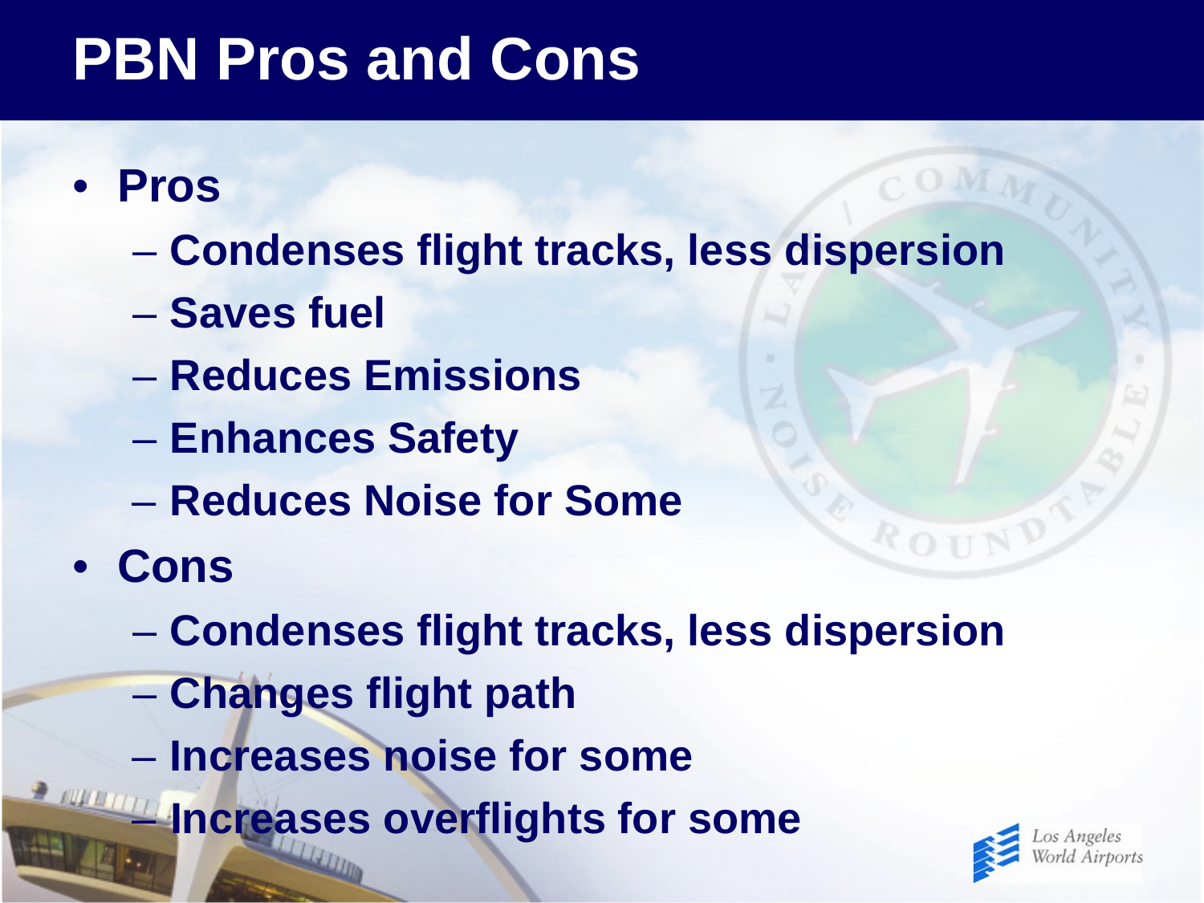# PBN Pros and Cons

- **Pros**
  - **Condenses flight tracks, less dispersion**
  - **Saves fuel**
  - **Reduces Emissions**
  - **Enhances Safety**
  - **Reduces Noise for Some**
- **Cons**
  - **Condenses flight tracks, less dispersion**
  - **Changes flight path**
  - **Increases noise for some**
  - **Increases overflights for some**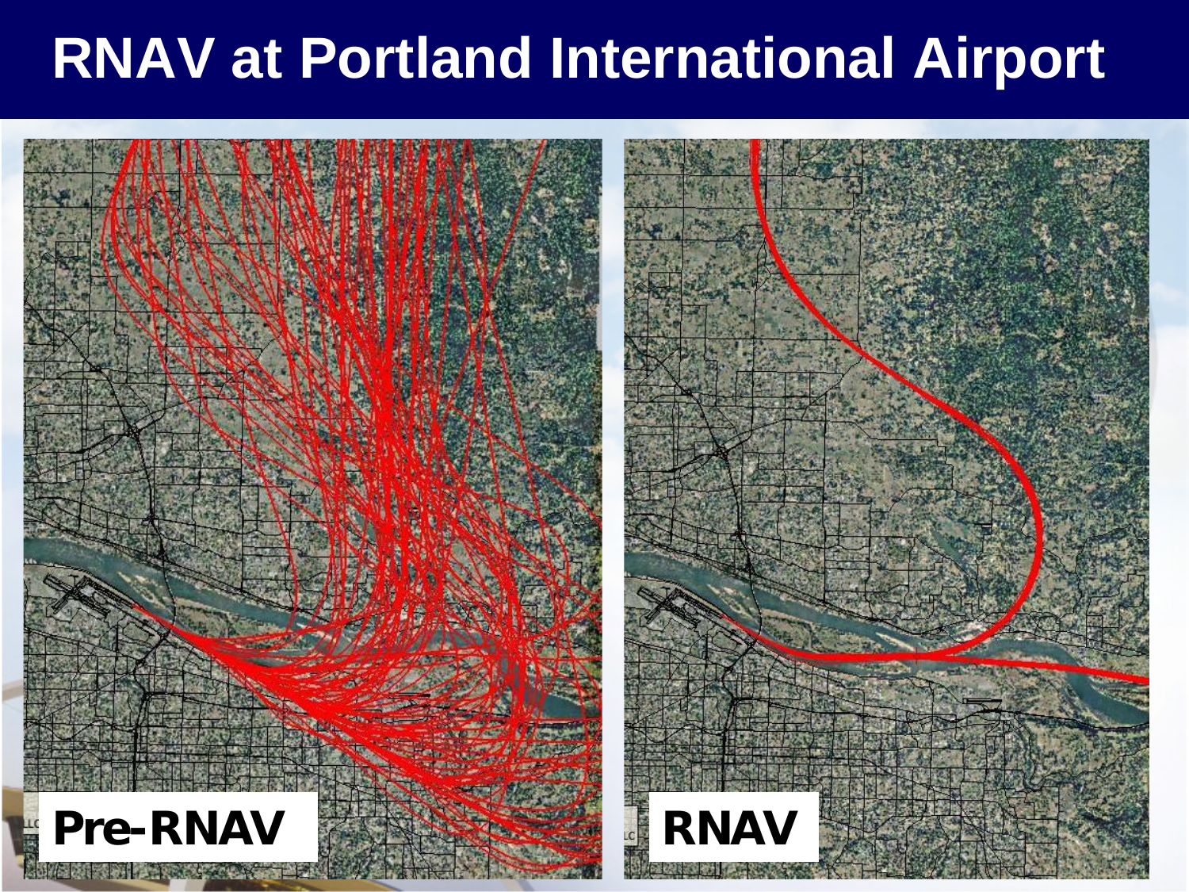# RNAV at Portland International Airport

Pre-RNAV

RNAV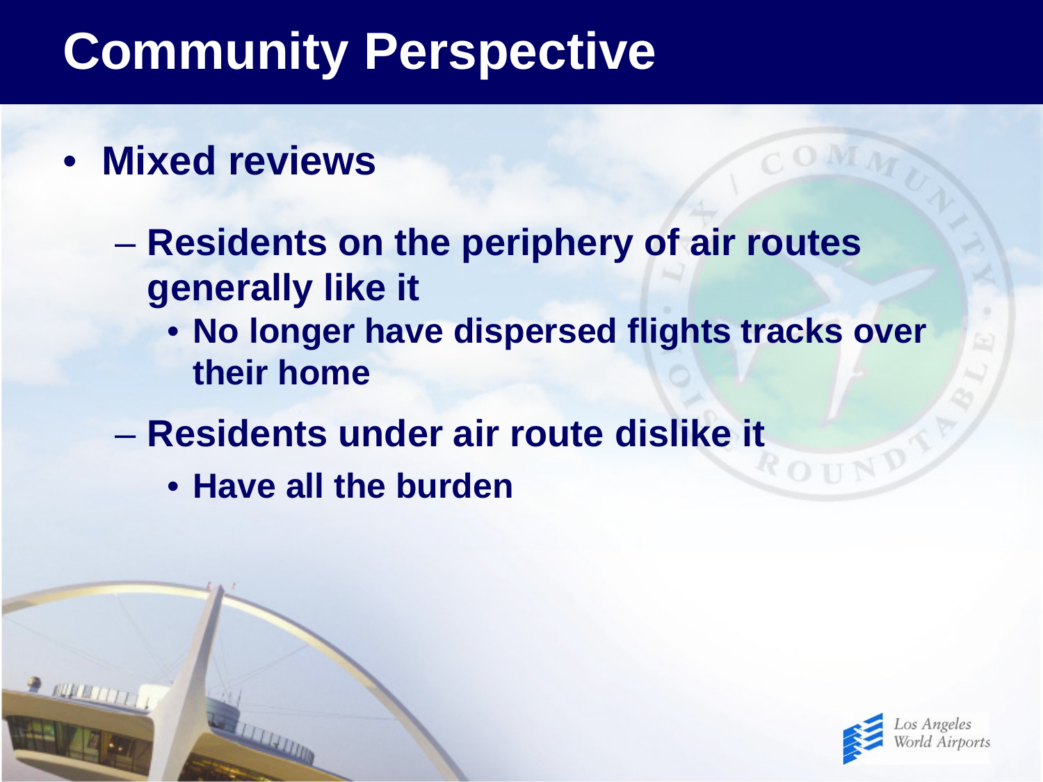# Community Perspective

- **Mixed reviews**
  - **Residents on the periphery of air routes generally like it**
    - **No longer have dispersed flights tracks over their home**
  - **Residents under air route dislike it**
    - **Have all the burden**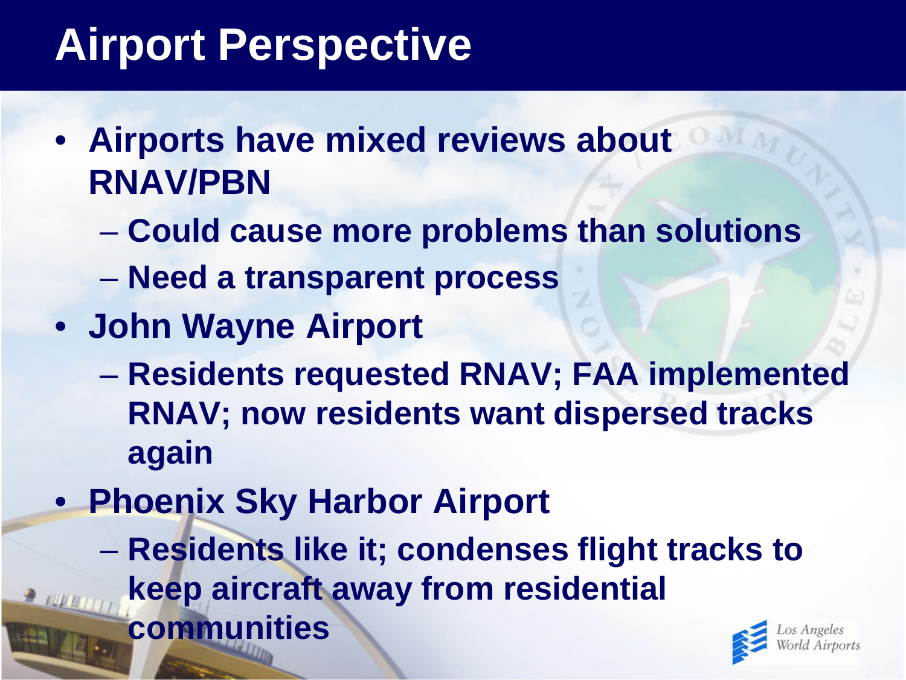# Airport Perspective

- **Airports have mixed reviews about RNAV/PBN**
  - **Could cause more problems than solutions**
  - **Need a transparent process**
- **John Wayne Airport**
  - **Residents requested RNAV; FAA implemented RNAV; now residents want dispersed tracks again**
- **Phoenix Sky Harbor Airport**
  - **Residents like it; condenses flight tracks to keep aircraft away from residential communities**

Los Angeles World Airports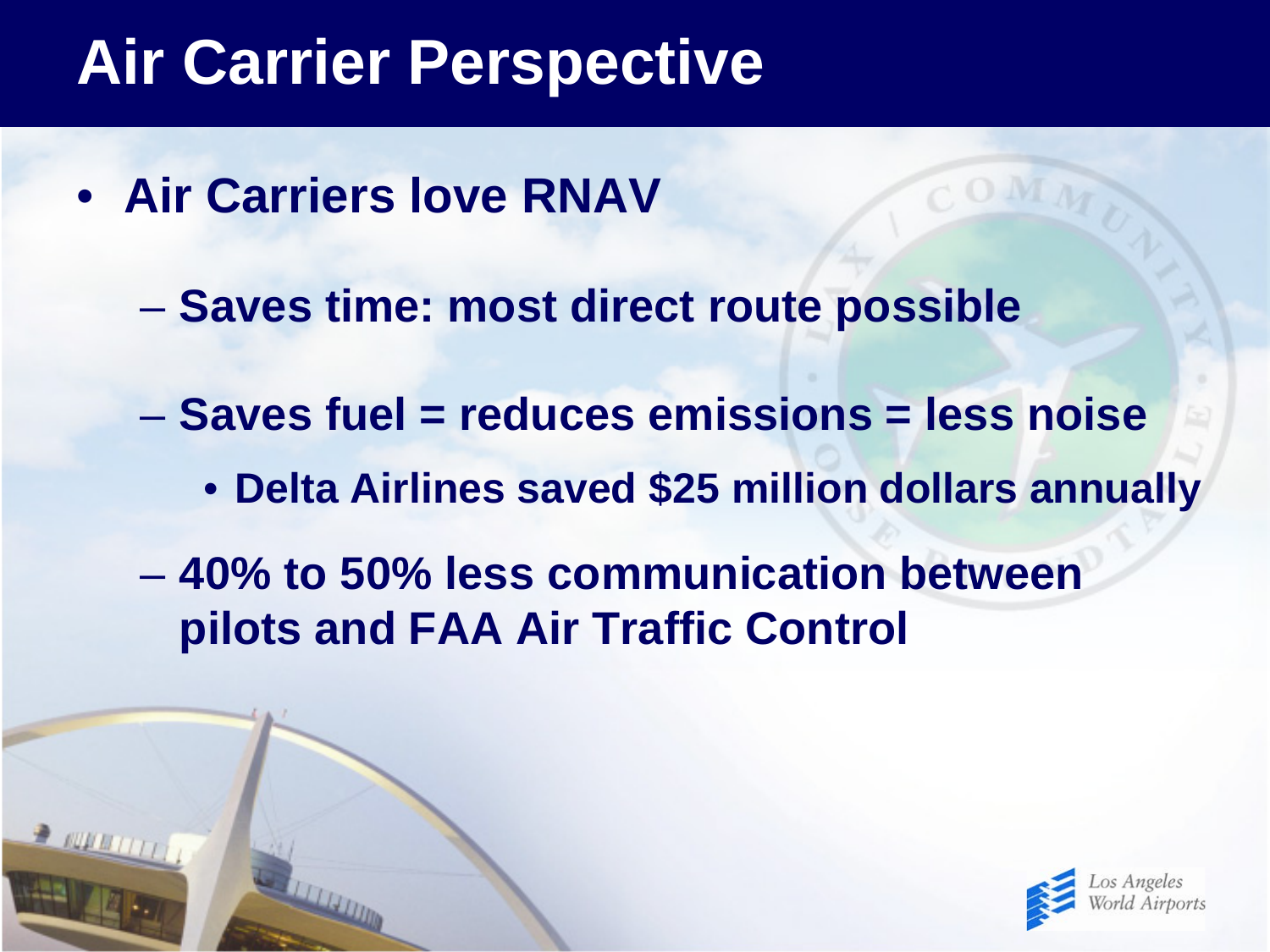# Air Carrier Perspective

- **Air Carriers love RNAV**
  - **Saves time: most direct route possible**
  - **Saves fuel = reduces emissions = less noise**
    - **Delta Airlines saved $25 million dollars annually**
  - **40% to 50% less communication between pilots and FAA Air Traffic Control**

Los Angeles World Airports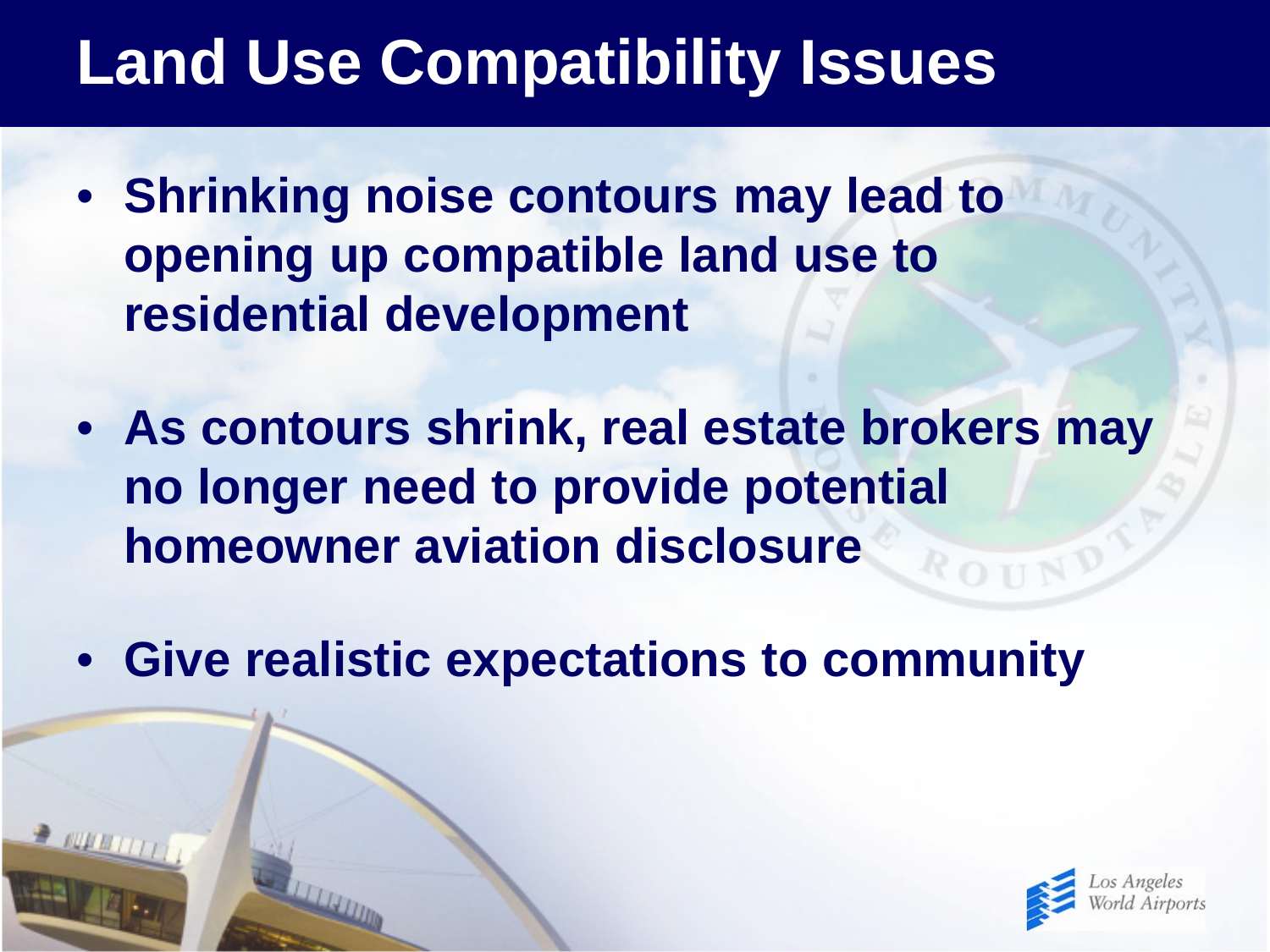# Land Use Compatibility Issues

- **Shrinking noise contours may lead to opening up compatible land use to residential development**
- **As contours shrink, real estate brokers may no longer need to provide potential homeowner aviation disclosure**
- **Give realistic expectations to community**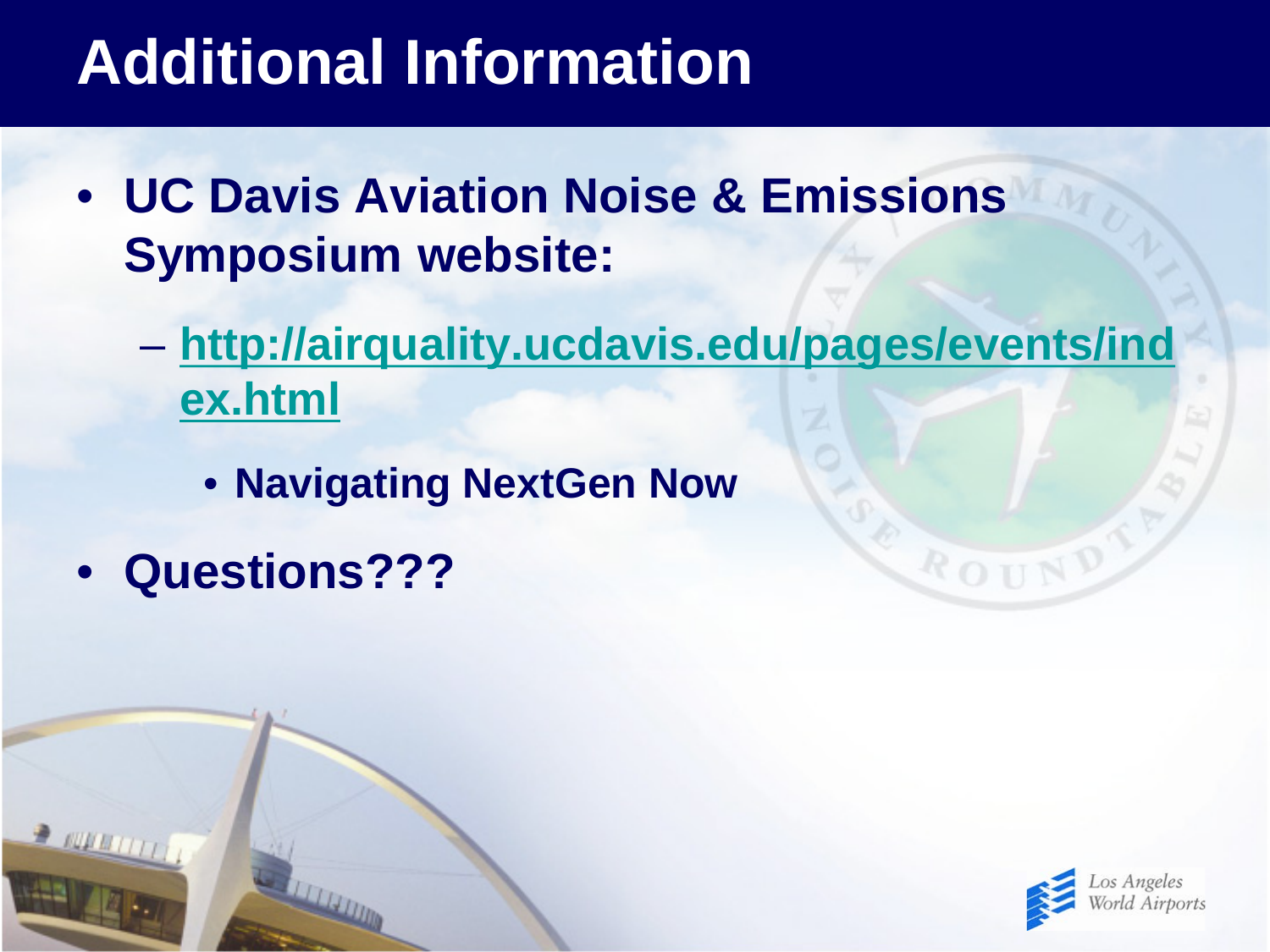# Additional Information

- **UC Davis Aviation Noise & Emissions Symposium website:**
  - **http://airquality.ucdavis.edu/pages/events/index.html**
    - **Navigating NextGen Now**
- **Questions???**